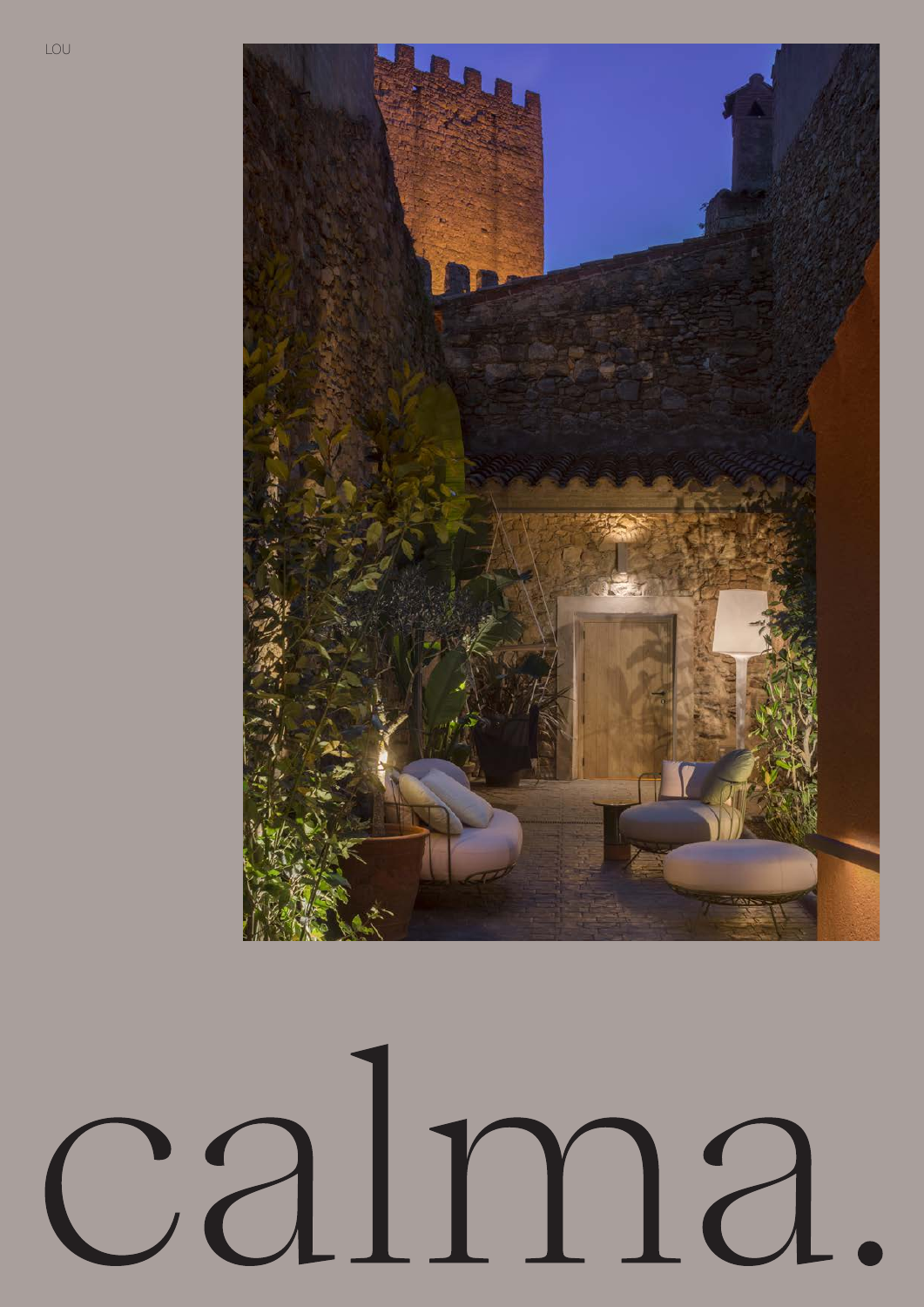LOU

# calma.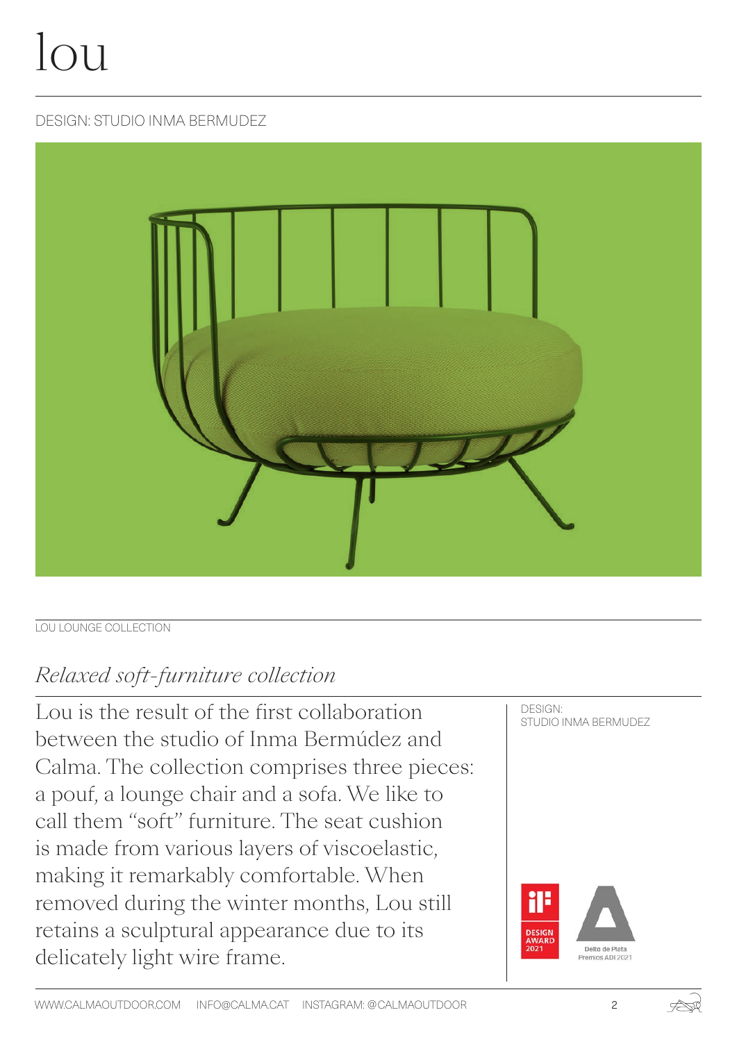# lou

DESIGN: STUDIO INMA BERMUDEZ

LOU LOUNGE COLLECTION

## *Relaxed soft-furniture collection*

Lou is the result of the first collaboration between the studio of Inma Bermúdez and Calma. The collection comprises three pieces: a pouf, a lounge chair and a sofa. We like to call them "soft" furniture. The seat cushion is made from various layers of viscoelastic, making it remarkably comfortable. When removed during the winter months, Lou still retains a sculptural appearance due to its delicately light wire frame.

DESIGN:
STUDIO INMA BERMUDEZ

iF DESIGN AWARD 2021

Delta de Plata
Premios ADI 2021

WWW.CALMAOUTDOOR.COM INFO@CALMA.CAT INSTAGRAM: @CALMAOUTDOOR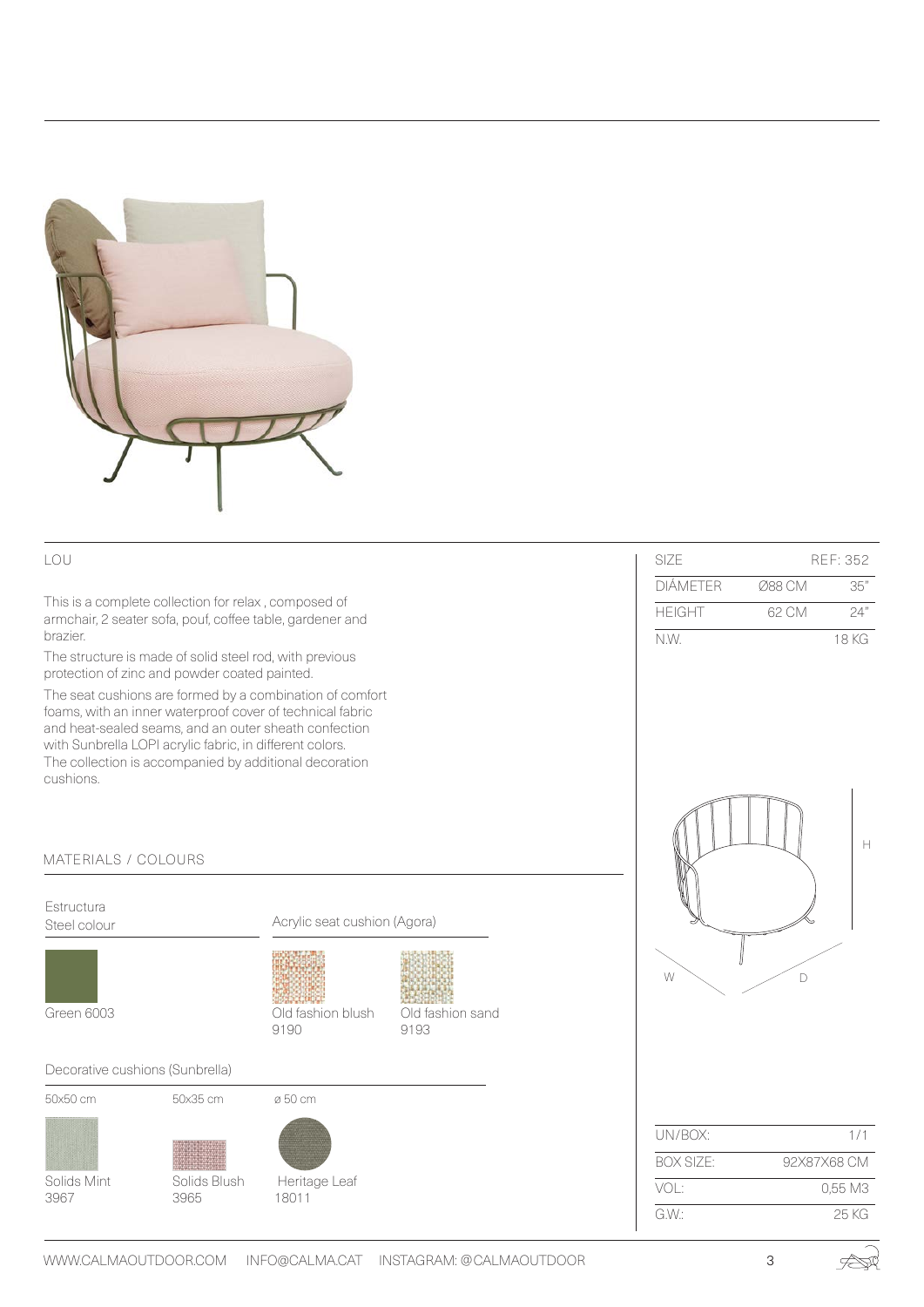## LOU

This is a complete collection for relax , composed of armchair, 2 seater sofa, pouf, coffee table, gardener and brazier.

The structure is made of solid steel rod, with previous protection of zinc and powder coated painted.

The seat cushions are formed by a combination of comfort foams, with an inner waterproof cover of technical fabric and heat-sealed seams, and an outer sheath confection with Sunbrella LOPI acrylic fabric, in different colors. The collection is accompanied by additional decoration cushions.

| SIZE | | REF: 352 |
|---|---|---|
| DIÁMETER | Ø88 CM | 35" |
| HEIGHT | 62 CM | 24" |
| N.W. | | 18 KG |

### MATERIALS / COLOURS

**Estructura**
Steel colour

- Green 6003

**Acrylic seat cushion (Agora)**

- Old fashion blush 9190
- Old fashion sand 9193

**Decorative cushions (Sunbrella)**

| 50x50 cm | 50x35 cm | ø 50 cm |
|---|---|---|
| Solids Mint 3967 | Solids Blush 3965 | Heritage Leaf 18011 |

W D H

| UN/BOX: | 1/1 |
|---|---|
| BOX SIZE: | 92X87X68 CM |
| VOL: | 0,55 M3 |
| G.W.: | 25 KG |

WWW.CALMAOUTDOOR.COM INFO@CALMA.CAT INSTAGRAM: @CALMAOUTDOOR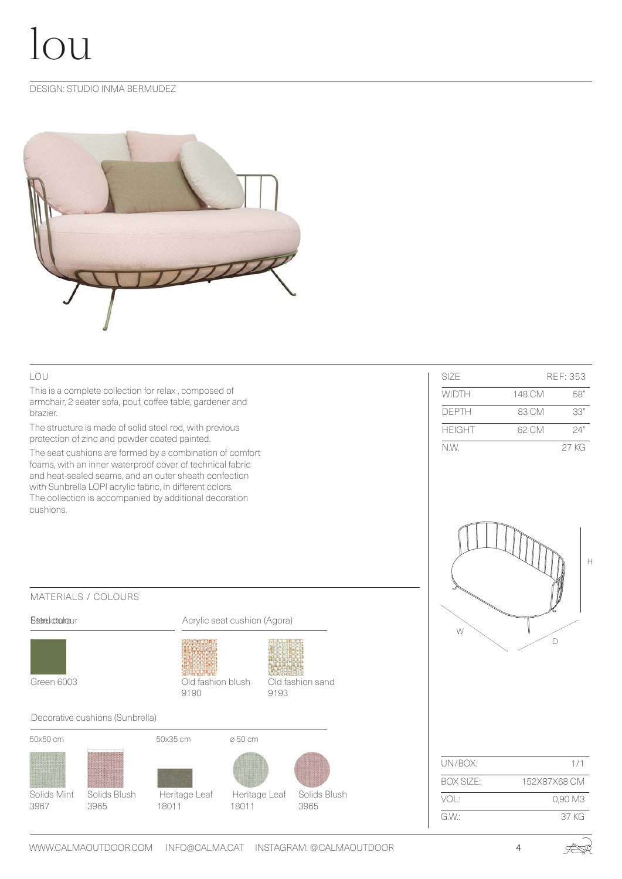# lou

DESIGN: STUDIO INMA BERMUDEZ

## LOU

This is a complete collection for relax , composed of armchair, 2 seater sofa, pouf, coffee table, gardener and brazier.

The structure is made of solid steel rod, with previous protection of zinc and powder coated painted.

The seat cushions are formed by a combination of comfort foams, with an inner waterproof cover of technical fabric and heat-sealed seams, and an outer sheath confection with Sunbrella LOPI acrylic fabric, in different colors. The collection is accompanied by additional decoration cushions.

| SIZE | | REF: 353 |
|---|---|---|
| WIDTH | 148 CM | 58" |
| DEPTH | 83 CM | 33" |
| HEIGHT | 62 CM | 24" |
| N.W. | | 27 KG |

W D H

## MATERIALS / COLOURS

**Steel colour**

Green 6003

**Acrylic seat cushion (Agora)**

Old fashion blush 9190

Old fashion sand 9193

**Decorative cushions (Sunbrella)**

50x50 cm

Solids Mint 3967

Solids Blush 3965

50x35 cm

Heritage Leaf 18011

ø 50 cm

Heritage Leaf 18011

Solids Blush 3965

| UN/BOX: | 1/1 |
|---|---|
| BOX SIZE: | 152X87X68 CM |
| VOL: | 0,90 M3 |
| G.W.: | 37 KG |

WWW.CALMAOUTDOOR.COM INFO@CALMA.CAT INSTAGRAM: @CALMAOUTDOOR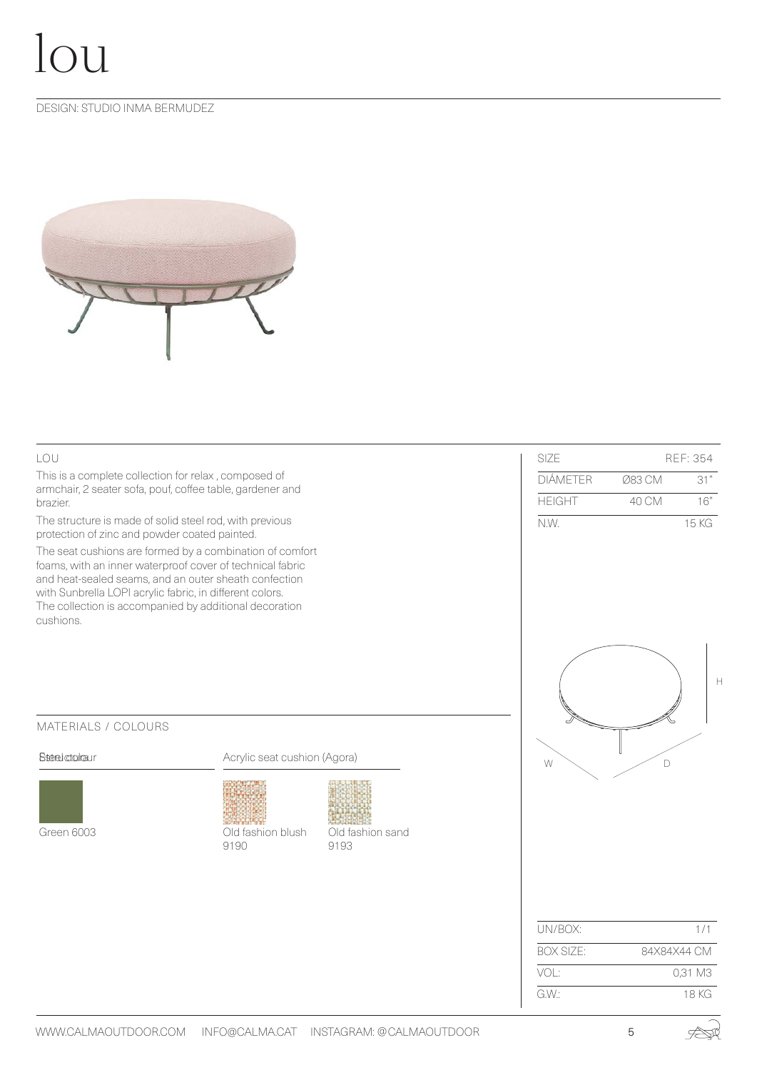# lou

DESIGN: STUDIO INMA BERMUDEZ

## LOU

This is a complete collection for relax , composed of armchair, 2 seater sofa, pouf, coffee table, gardener and brazier.

The structure is made of solid steel rod, with previous protection of zinc and powder coated painted.

The seat cushions are formed by a combination of comfort foams, with an inner waterproof cover of technical fabric and heat-sealed seams, and an outer sheath confection with Sunbrella LOPI acrylic fabric, in different colors. The collection is accompanied by additional decoration cushions.

| SIZE | | REF: 354 |
|---|---|---|
| DIÁMETER | Ø83 CM | 31" |
| HEIGHT | 40 CM | 16" |
| N.W. | | 15 KG |

## MATERIALS / COLOURS

**Steel colour**

Green 6003

**Acrylic seat cushion (Agora)**

Old fashion blush 9190

Old fashion sand 9193

| UN/BOX: | 1/1 |
|---|---|
| BOX SIZE: | 84X84X44 CM |
| VOL: | 0,31 M3 |
| G.W.: | 18 KG |

WWW.CALMAOUTDOOR.COM INFO@CALMA.CAT INSTAGRAM: @CALMAOUTDOOR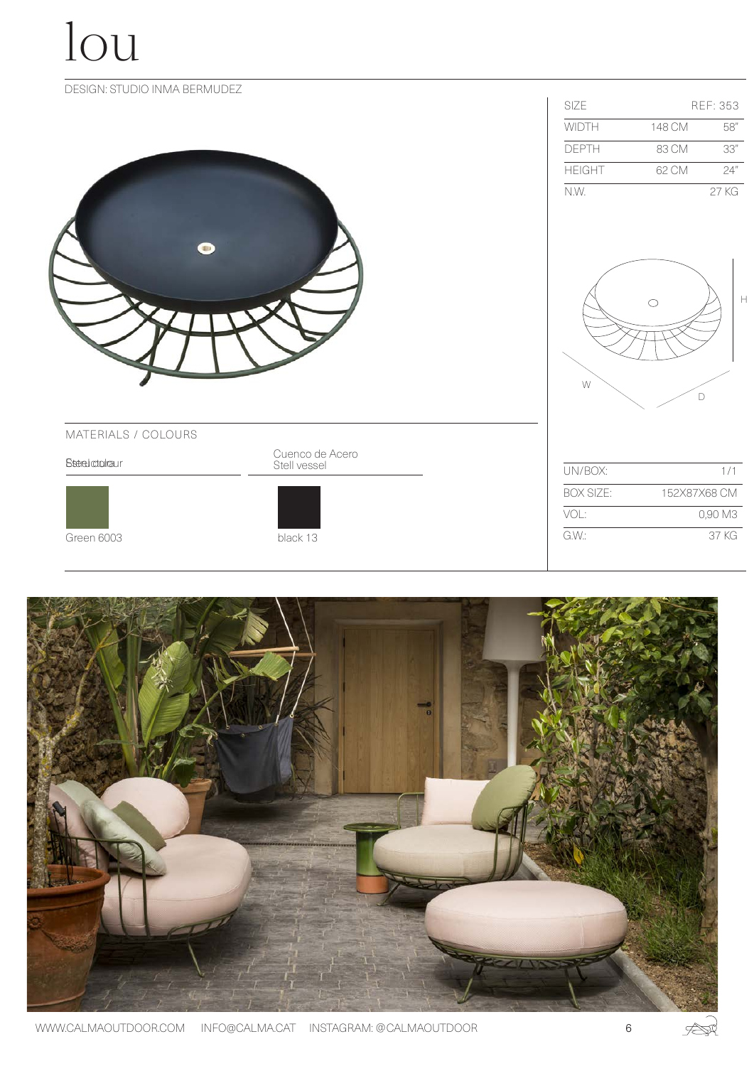# lou

DESIGN: STUDIO INMA BERMUDEZ

| SIZE | | REF: 353 |
| --- | --- | --- |
| WIDTH | 148 CM | 58" |
| DEPTH | 83 CM | 33" |
| HEIGHT | 62 CM | 24" |
| N.W. | | 27 KG |

W D H

## MATERIALS / COLOURS

| Steel colour | Cuenco de Acero Stell vessel |
| --- | --- |
| Green 6003 | black 13 |

| UN/BOX: | 1/1 |
| --- | --- |
| BOX SIZE: | 152X87X68 CM |
| VOL: | 0,90 M3 |
| G.W.: | 37 KG |

WWW.CALMAOUTDOOR.COM INFO@CALMA.CAT INSTAGRAM: @CALMAOUTDOOR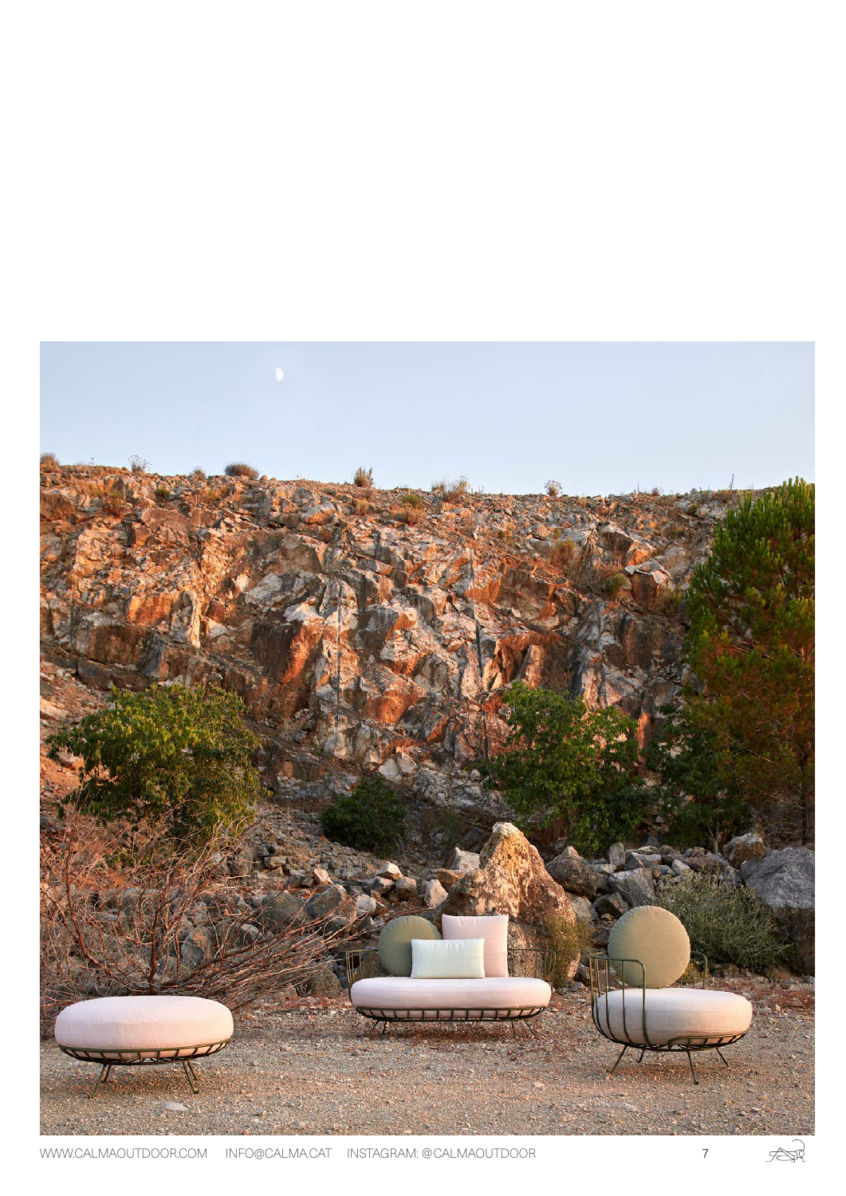WWW.CALMAOUTDOOR.COM INFO@CALMA.CAT INSTAGRAM: @CALMAOUTDOOR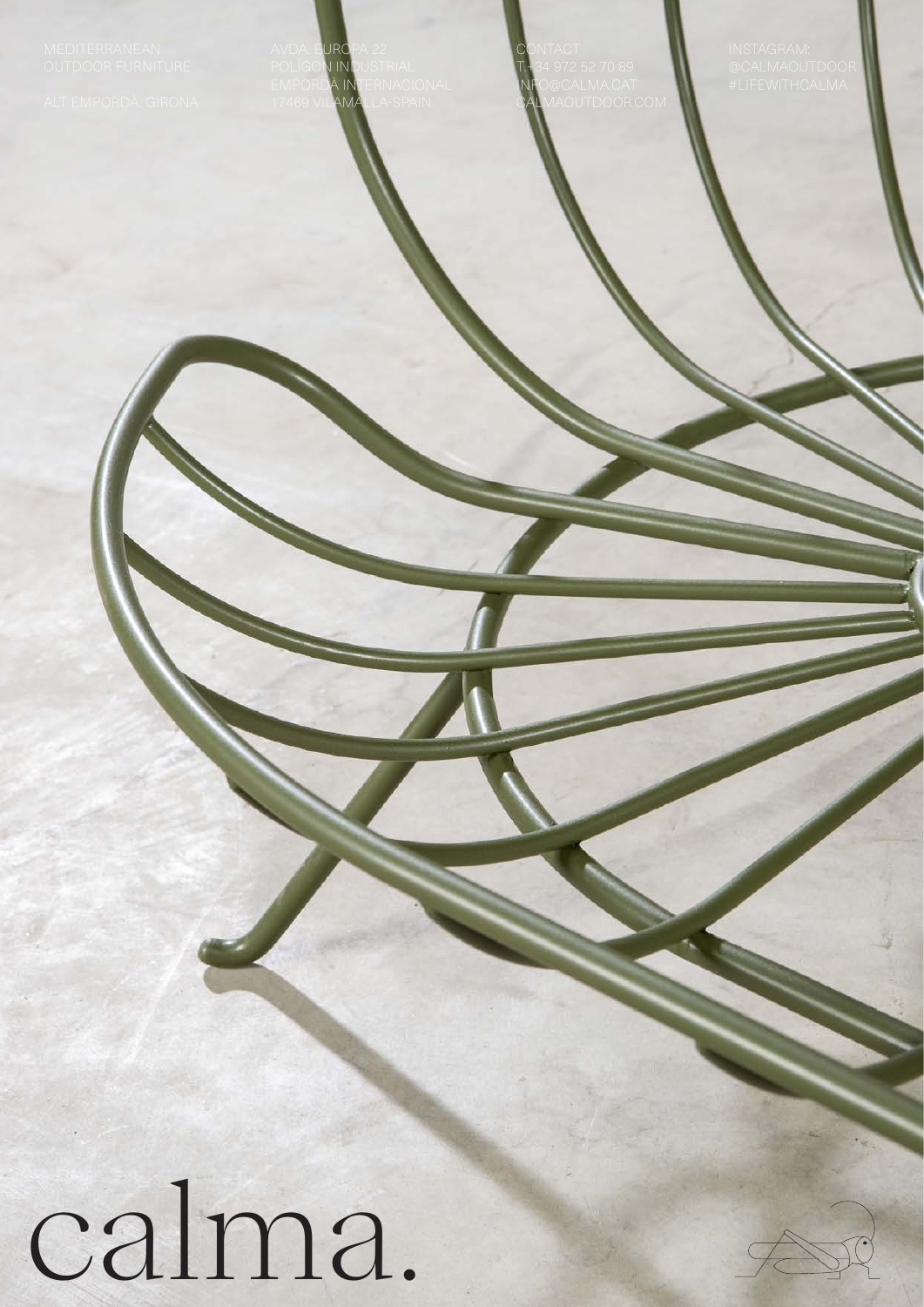MEDITERRANEAN
OUTDOOR FURNITURE

ALT EMPORDÀ. GIRONA

AVDA. EUROPA 22
POLÍGON INDUSTRIAL
EMPORDÀ INTERNACIONAL
17469 VILAMALLA-SPAIN

CONTACT
T. +34 972 52 70 89
INFO@CALMA.CAT
CALMAOUTDOOR.COM

INSTAGRAM:
@CALMAOUTDOOR
#LIFEWITHCALMA

calma.